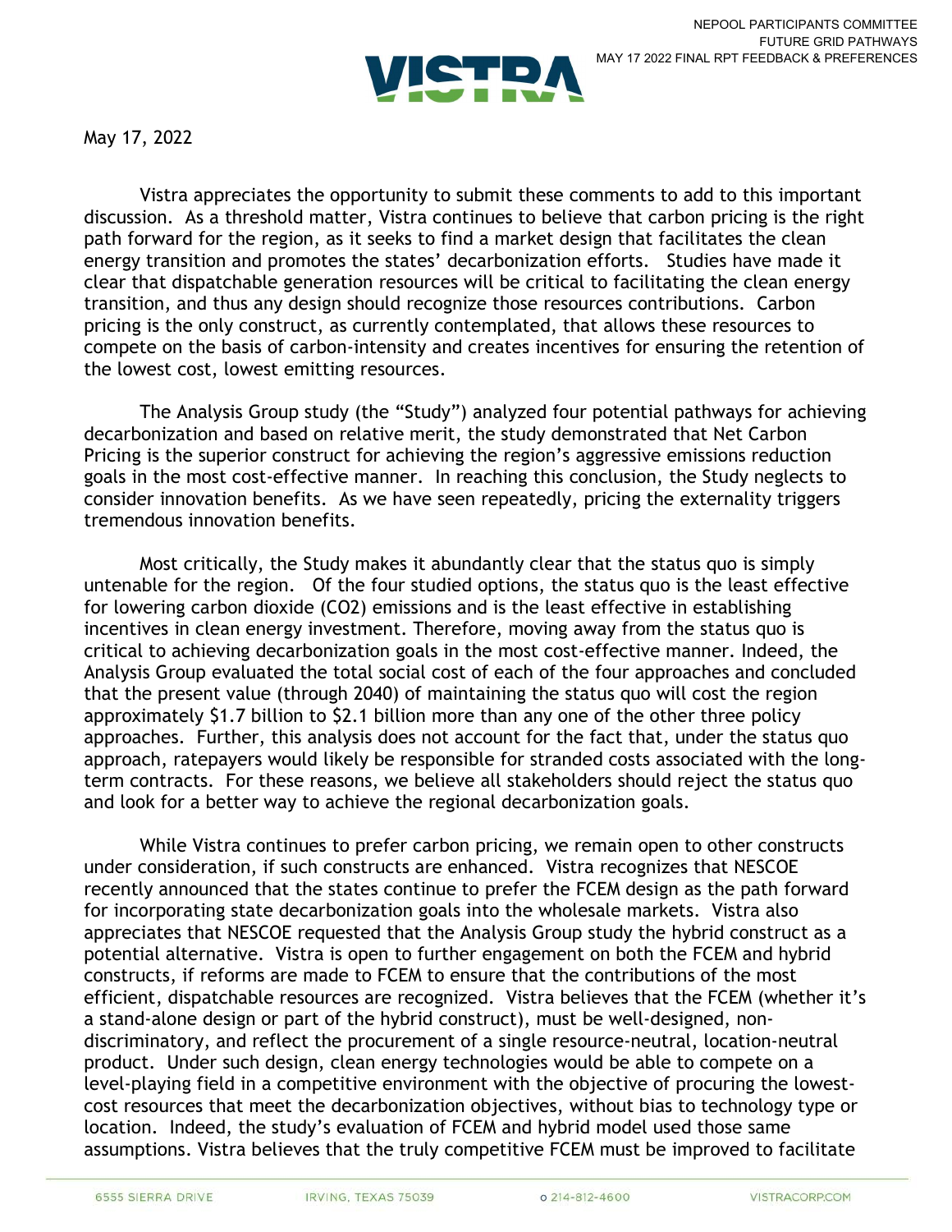NEPOOL PARTICIPANTS COMMITTEE
FUTURE GRID PATHWAYS
MAY 17 2022 FINAL RPT FEEDBACK & PREFERENCES

May 17, 2022

Vistra appreciates the opportunity to submit these comments to add to this important discussion. As a threshold matter, Vistra continues to believe that carbon pricing is the right path forward for the region, as it seeks to find a market design that facilitates the clean energy transition and promotes the states' decarbonization efforts. Studies have made it clear that dispatchable generation resources will be critical to facilitating the clean energy transition, and thus any design should recognize those resources contributions. Carbon pricing is the only construct, as currently contemplated, that allows these resources to compete on the basis of carbon-intensity and creates incentives for ensuring the retention of the lowest cost, lowest emitting resources.

The Analysis Group study (the "Study") analyzed four potential pathways for achieving decarbonization and based on relative merit, the study demonstrated that Net Carbon Pricing is the superior construct for achieving the region's aggressive emissions reduction goals in the most cost-effective manner. In reaching this conclusion, the Study neglects to consider innovation benefits. As we have seen repeatedly, pricing the externality triggers tremendous innovation benefits.

Most critically, the Study makes it abundantly clear that the status quo is simply untenable for the region. Of the four studied options, the status quo is the least effective for lowering carbon dioxide ($CO_2$) emissions and is the least effective in establishing incentives in clean energy investment. Therefore, moving away from the status quo is critical to achieving decarbonization goals in the most cost-effective manner. Indeed, the Analysis Group evaluated the total social cost of each of the four approaches and concluded that the present value (through 2040) of maintaining the status quo will cost the region approximately $1.7 billion to $2.1 billion more than any one of the other three policy approaches. Further, this analysis does not account for the fact that, under the status quo approach, ratepayers would likely be responsible for stranded costs associated with the long-term contracts. For these reasons, we believe all stakeholders should reject the status quo and look for a better way to achieve the regional decarbonization goals.

While Vistra continues to prefer carbon pricing, we remain open to other constructs under consideration, if such constructs are enhanced. Vistra recognizes that NESCOE recently announced that the states continue to prefer the FCEM design as the path forward for incorporating state decarbonization goals into the wholesale markets. Vistra also appreciates that NESCOE requested that the Analysis Group study the hybrid construct as a potential alternative. Vistra is open to further engagement on both the FCEM and hybrid constructs, if reforms are made to FCEM to ensure that the contributions of the most efficient, dispatchable resources are recognized. Vistra believes that the FCEM (whether it's a stand-alone design or part of the hybrid construct), must be well-designed, non-discriminatory, and reflect the procurement of a single resource-neutral, location-neutral product. Under such design, clean energy technologies would be able to compete on a level-playing field in a competitive environment with the objective of procuring the lowest-cost resources that meet the decarbonization objectives, without bias to technology type or location. Indeed, the study's evaluation of FCEM and hybrid model used those same assumptions. Vistra believes that the truly competitive FCEM must be improved to facilitate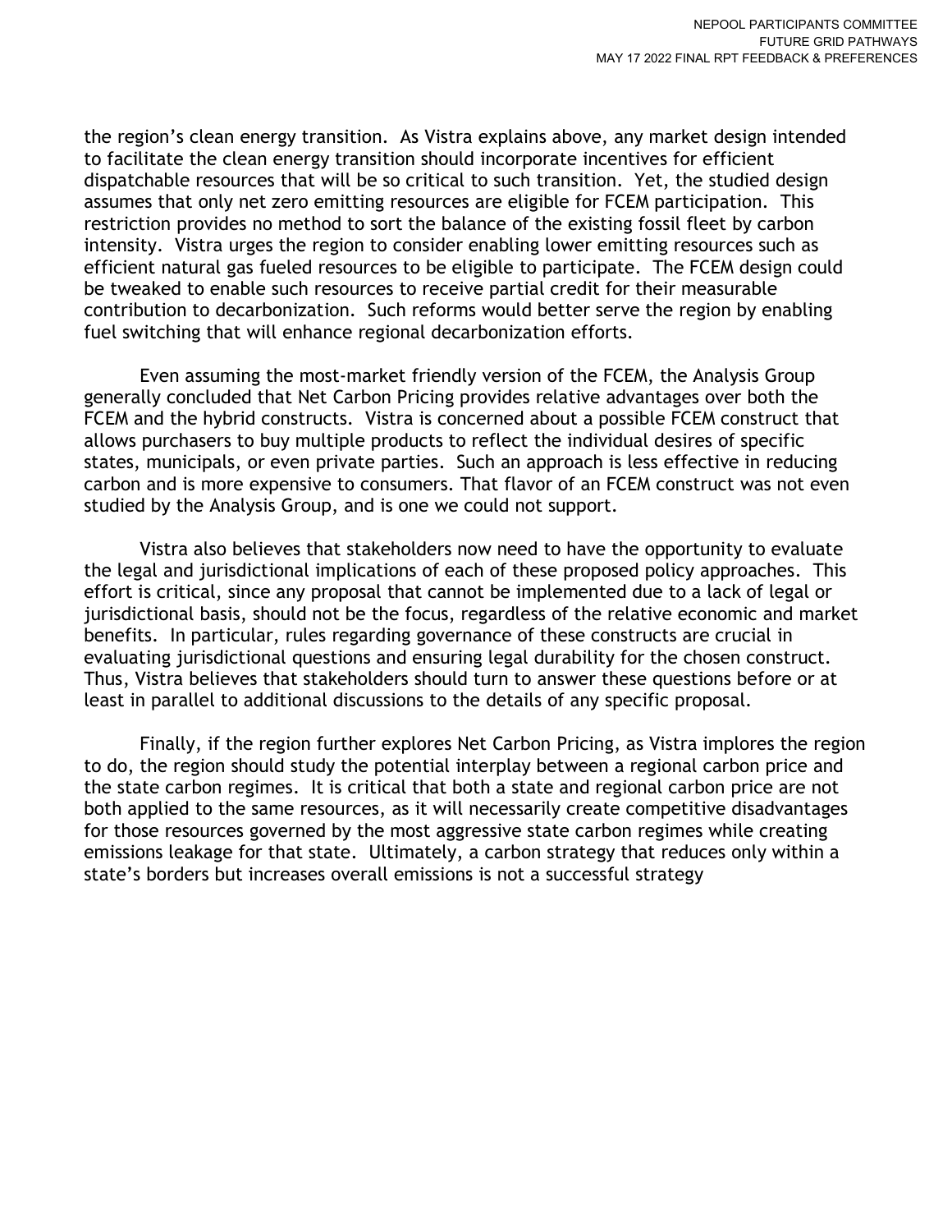the region's clean energy transition. As Vistra explains above, any market design intended to facilitate the clean energy transition should incorporate incentives for efficient dispatchable resources that will be so critical to such transition. Yet, the studied design assumes that only net zero emitting resources are eligible for FCEM participation. This restriction provides no method to sort the balance of the existing fossil fleet by carbon intensity. Vistra urges the region to consider enabling lower emitting resources such as efficient natural gas fueled resources to be eligible to participate. The FCEM design could be tweaked to enable such resources to receive partial credit for their measurable contribution to decarbonization. Such reforms would better serve the region by enabling fuel switching that will enhance regional decarbonization efforts.

Even assuming the most-market friendly version of the FCEM, the Analysis Group generally concluded that Net Carbon Pricing provides relative advantages over both the FCEM and the hybrid constructs. Vistra is concerned about a possible FCEM construct that allows purchasers to buy multiple products to reflect the individual desires of specific states, municipals, or even private parties. Such an approach is less effective in reducing carbon and is more expensive to consumers. That flavor of an FCEM construct was not even studied by the Analysis Group, and is one we could not support.

Vistra also believes that stakeholders now need to have the opportunity to evaluate the legal and jurisdictional implications of each of these proposed policy approaches. This effort is critical, since any proposal that cannot be implemented due to a lack of legal or jurisdictional basis, should not be the focus, regardless of the relative economic and market benefits. In particular, rules regarding governance of these constructs are crucial in evaluating jurisdictional questions and ensuring legal durability for the chosen construct. Thus, Vistra believes that stakeholders should turn to answer these questions before or at least in parallel to additional discussions to the details of any specific proposal.

Finally, if the region further explores Net Carbon Pricing, as Vistra implores the region to do, the region should study the potential interplay between a regional carbon price and the state carbon regimes. It is critical that both a state and regional carbon price are not both applied to the same resources, as it will necessarily create competitive disadvantages for those resources governed by the most aggressive state carbon regimes while creating emissions leakage for that state. Ultimately, a carbon strategy that reduces only within a state's borders but increases overall emissions is not a successful strategy